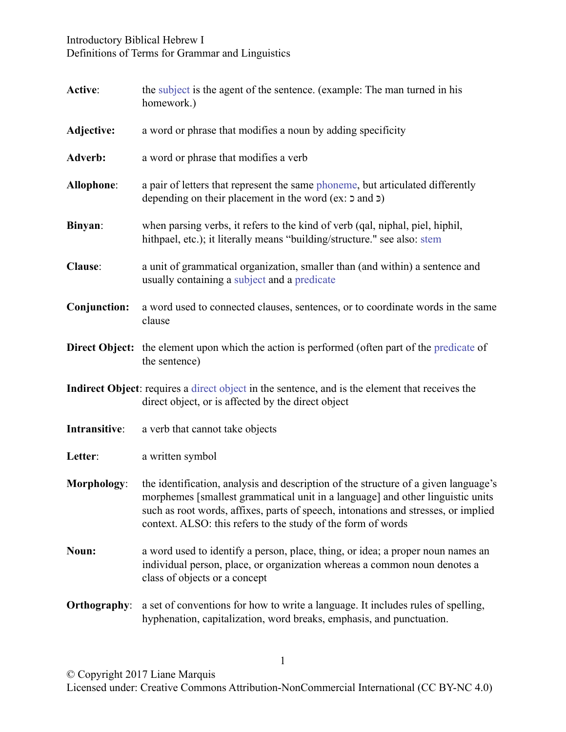Introductory Biblical Hebrew I
Definitions of Terms for Grammar and Linguistics

**Active**: the subject is the agent of the sentence. (example: The man turned in his homework.)

**Adjective:** a word or phrase that modifies a noun by adding specificity

**Adverb:** a word or phrase that modifies a verb

**Allophone**: a pair of letters that represent the same phoneme, but articulated differently depending on their placement in the word (ex: כ and כּ)

**Binyan**: when parsing verbs, it refers to the kind of verb (qal, niphal, piel, hiphil, hithpael, etc.); it literally means "building/structure." see also: stem

**Clause**: a unit of grammatical organization, smaller than (and within) a sentence and usually containing a subject and a predicate

**Conjunction:** a word used to connected clauses, sentences, or to coordinate words in the same clause

**Direct Object:** the element upon which the action is performed (often part of the predicate of the sentence)

**Indirect Object**: requires a direct object in the sentence, and is the element that receives the direct object, or is affected by the direct object

**Intransitive**: a verb that cannot take objects

**Letter**: a written symbol

**Morphology**: the identification, analysis and description of the structure of a given language's morphemes [smallest grammatical unit in a language] and other linguistic units such as root words, affixes, parts of speech, intonations and stresses, or implied context. ALSO: this refers to the study of the form of words

**Noun:** a word used to identify a person, place, thing, or idea; a proper noun names an individual person, place, or organization whereas a common noun denotes a class of objects or a concept

**Orthography**: a set of conventions for how to write a language. It includes rules of spelling, hyphenation, capitalization, word breaks, emphasis, and punctuation.

© Copyright 2017 Liane Marquis
Licensed under: Creative Commons Attribution-NonCommercial International (CC BY-NC 4.0)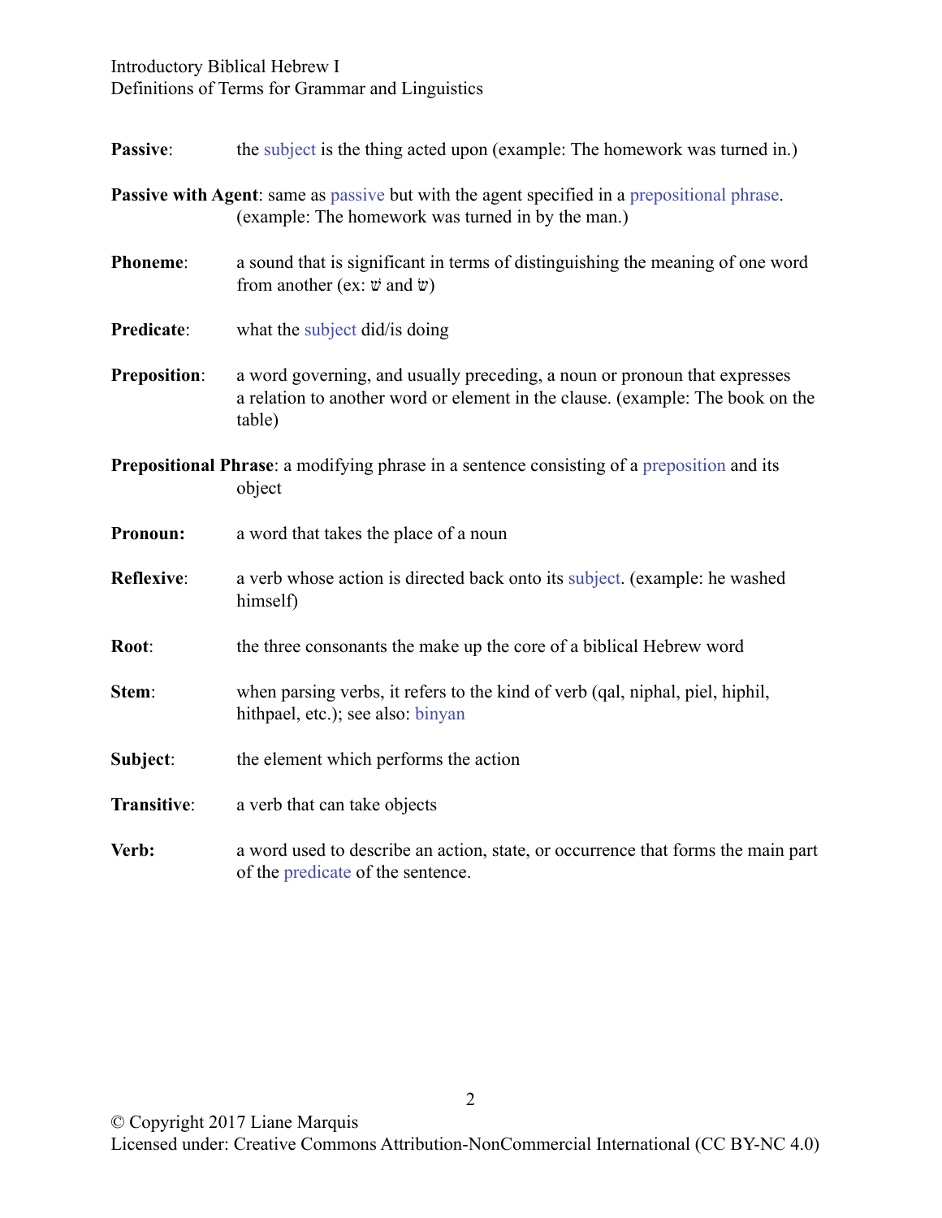**Passive**: the subject is the thing acted upon (example: The homework was turned in.)

**Passive with Agent**: same as passive but with the agent specified in a prepositional phrase. (example: The homework was turned in by the man.)

**Phoneme**: a sound that is significant in terms of distinguishing the meaning of one word from another (ex: שׁ and שׂ)

**Predicate**: what the subject did/is doing

**Preposition**: a word governing, and usually preceding, a noun or pronoun that expresses a relation to another word or element in the clause. (example: The book on the table)

**Prepositional Phrase**: a modifying phrase in a sentence consisting of a preposition and its object

**Pronoun:** a word that takes the place of a noun

**Reflexive**: a verb whose action is directed back onto its subject. (example: he washed himself)

**Root**: the three consonants the make up the core of a biblical Hebrew word

**Stem**: when parsing verbs, it refers to the kind of verb (qal, niphal, piel, hiphil, hithpael, etc.); see also: binyan

**Subject**: the element which performs the action

**Transitive**: a verb that can take objects

**Verb:** a word used to describe an action, state, or occurrence that forms the main part of the predicate of the sentence.

© Copyright 2017 Liane Marquis
Licensed under: Creative Commons Attribution-NonCommercial International (CC BY-NC 4.0)